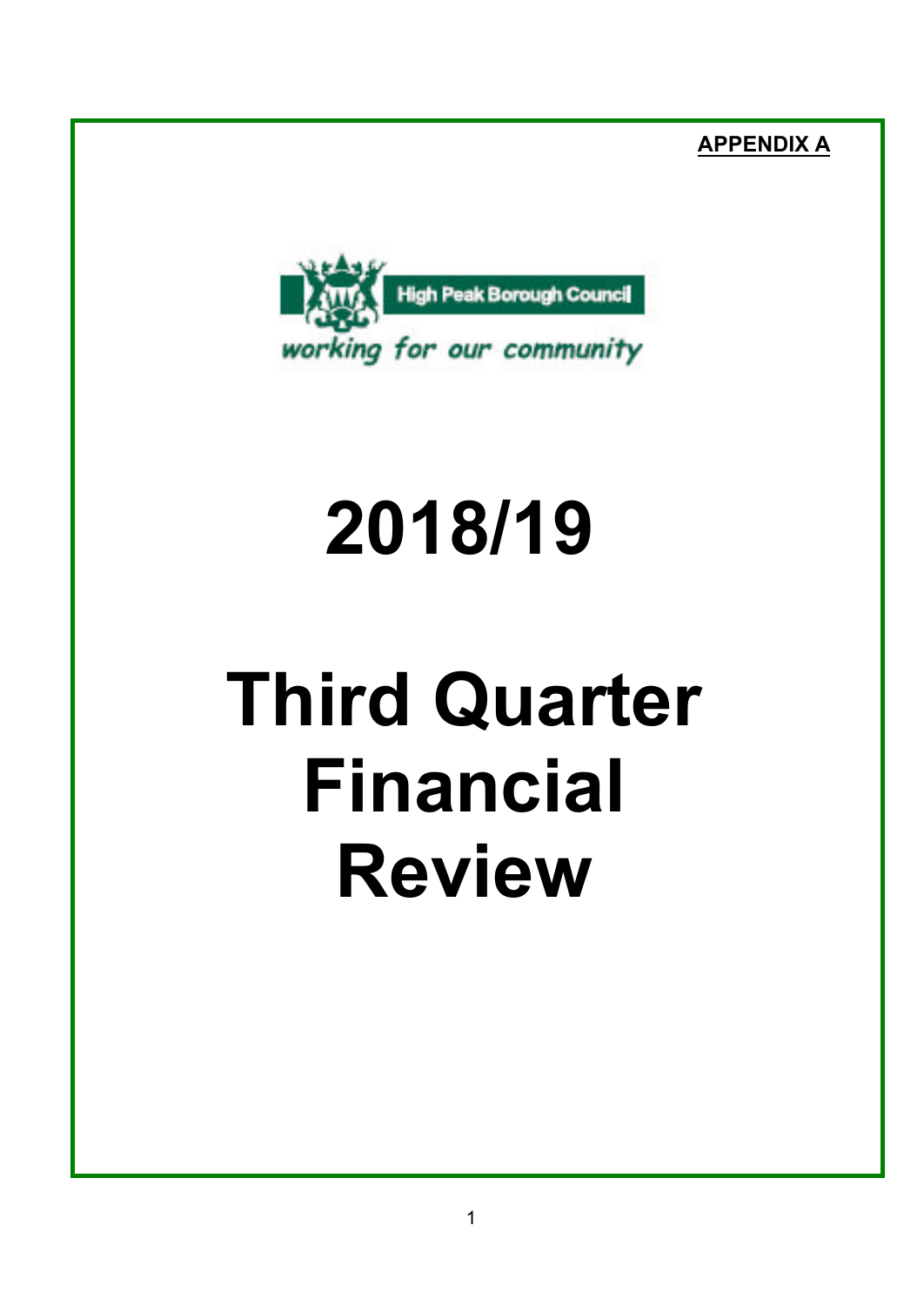**APPENDIX A**

High Peak Borough Council

*working for our community*

# 2018/19

# Third Quarter Financial Review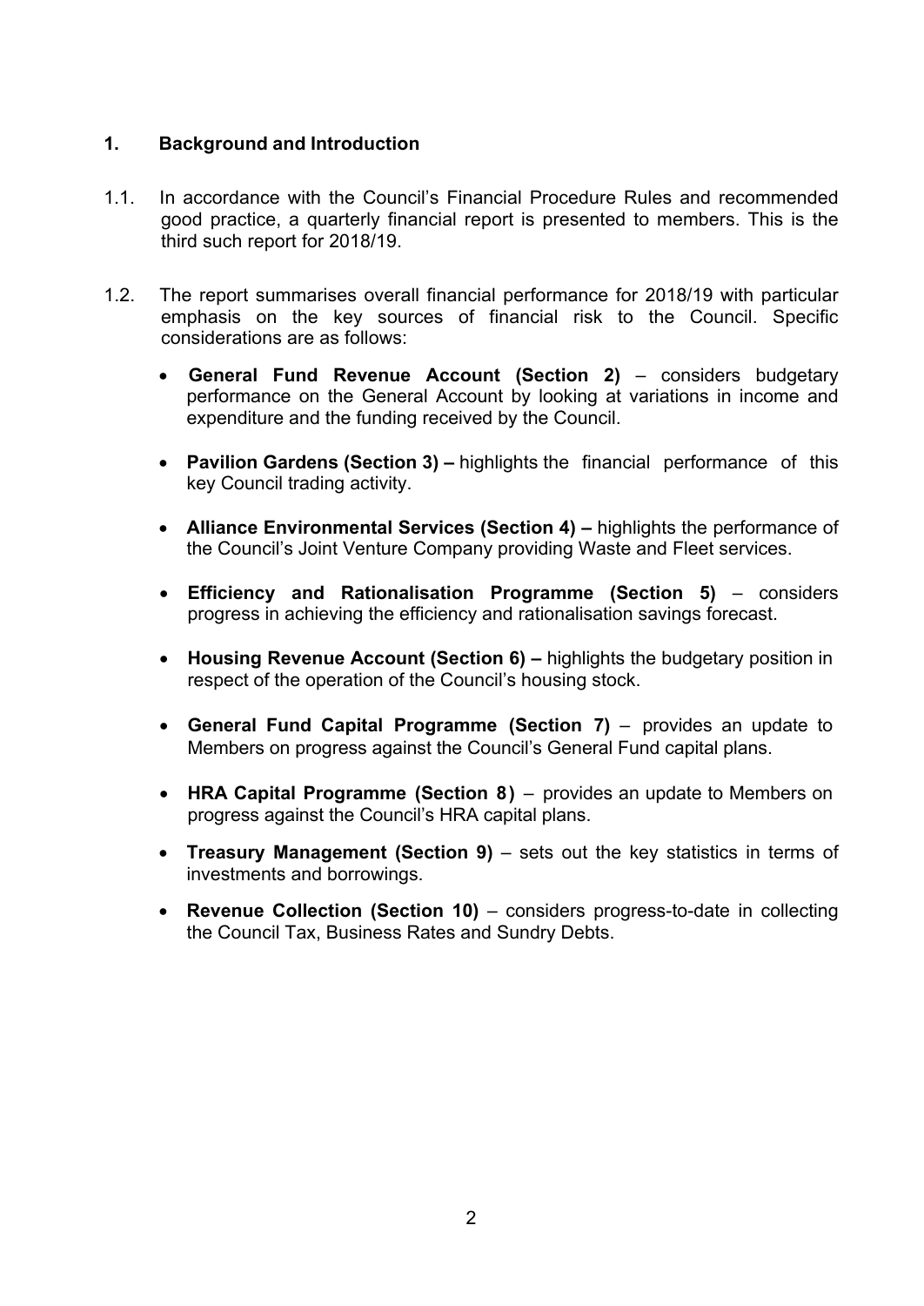## 1. Background and Introduction

1.1. In accordance with the Council's Financial Procedure Rules and recommended good practice, a quarterly financial report is presented to members. This is the third such report for 2018/19.

1.2. The report summarises overall financial performance for 2018/19 with particular emphasis on the key sources of financial risk to the Council. Specific considerations are as follows:

- **General Fund Revenue Account (Section 2)** – considers budgetary performance on the General Account by looking at variations in income and expenditure and the funding received by the Council.
- **Pavilion Gardens (Section 3) –** highlights the financial performance of this key Council trading activity.
- **Alliance Environmental Services (Section 4) –** highlights the performance of the Council's Joint Venture Company providing Waste and Fleet services.
- **Efficiency and Rationalisation Programme (Section 5)** – considers progress in achieving the efficiency and rationalisation savings forecast.
- **Housing Revenue Account (Section 6) –** highlights the budgetary position in respect of the operation of the Council's housing stock.
- **General Fund Capital Programme (Section 7)** – provides an update to Members on progress against the Council's General Fund capital plans.
- **HRA Capital Programme (Section 8)** – provides an update to Members on progress against the Council's HRA capital plans.
- **Treasury Management (Section 9)** – sets out the key statistics in terms of investments and borrowings.
- **Revenue Collection (Section 10)** – considers progress-to-date in collecting the Council Tax, Business Rates and Sundry Debts.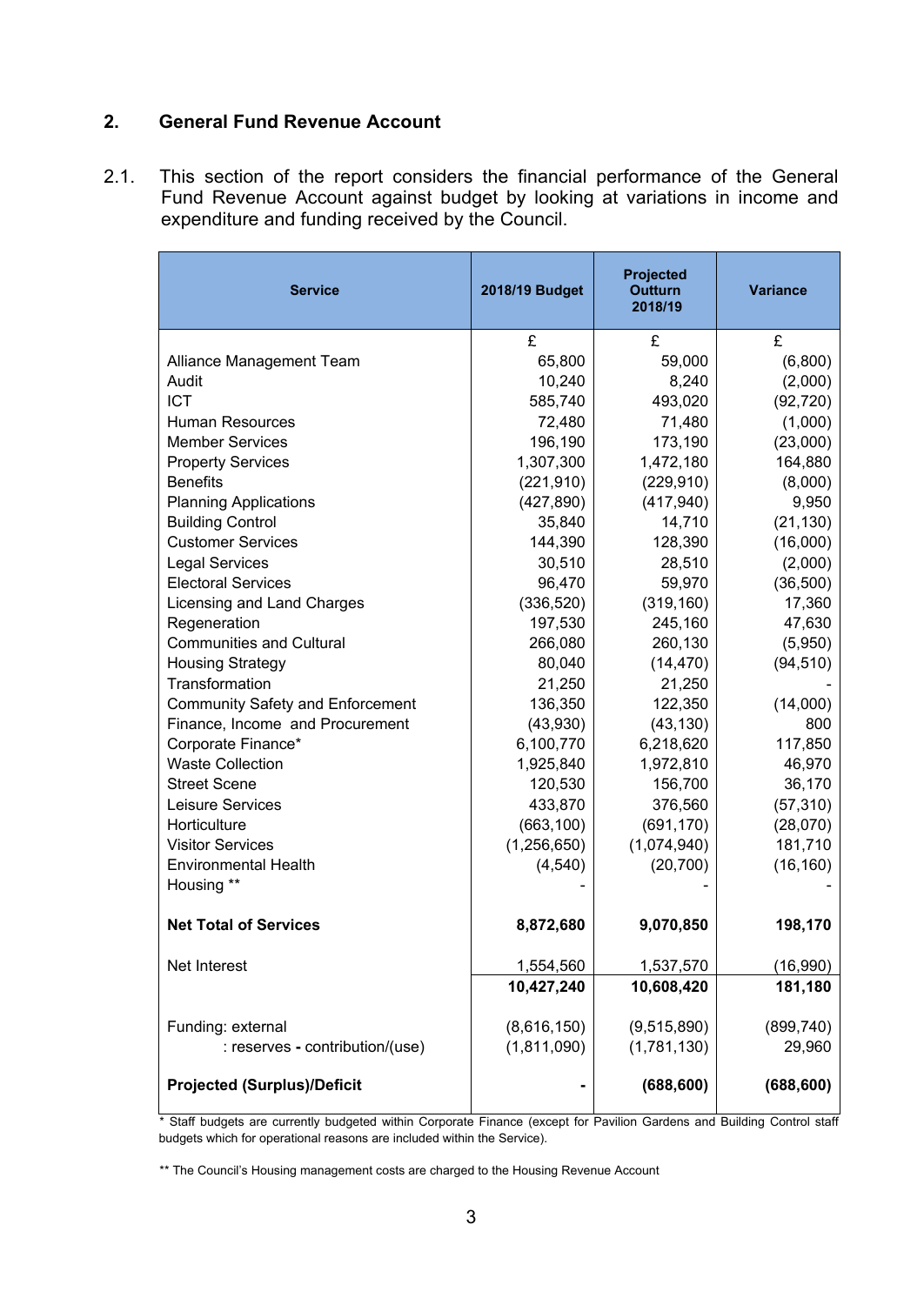## 2. General Fund Revenue Account

2.1. This section of the report considers the financial performance of the General Fund Revenue Account against budget by looking at variations in income and expenditure and funding received by the Council.

| Service | 2018/19 Budget | Projected Outturn 2018/19 | Variance |
|---|---|---|---|
| | £ | £ | £ |
| Alliance Management Team | 65,800 | 59,000 | (6,800) |
| Audit | 10,240 | 8,240 | (2,000) |
| ICT | 585,740 | 493,020 | (92,720) |
| Human Resources | 72,480 | 71,480 | (1,000) |
| Member Services | 196,190 | 173,190 | (23,000) |
| Property Services | 1,307,300 | 1,472,180 | 164,880 |
| Benefits | (221,910) | (229,910) | (8,000) |
| Planning Applications | (427,890) | (417,940) | 9,950 |
| Building Control | 35,840 | 14,710 | (21,130) |
| Customer Services | 144,390 | 128,390 | (16,000) |
| Legal Services | 30,510 | 28,510 | (2,000) |
| Electoral Services | 96,470 | 59,970 | (36,500) |
| Licensing and Land Charges | (336,520) | (319,160) | 17,360 |
| Regeneration | 197,530 | 245,160 | 47,630 |
| Communities and Cultural | 266,080 | 260,130 | (5,950) |
| Housing Strategy | 80,040 | (14,470) | (94,510) |
| Transformation | 21,250 | 21,250 | - |
| Community Safety and Enforcement | 136,350 | 122,350 | (14,000) |
| Finance, Income and Procurement | (43,930) | (43,130) | 800 |
| Corporate Finance* | 6,100,770 | 6,218,620 | 117,850 |
| Waste Collection | 1,925,840 | 1,972,810 | 46,970 |
| Street Scene | 120,530 | 156,700 | 36,170 |
| Leisure Services | 433,870 | 376,560 | (57,310) |
| Horticulture | (663,100) | (691,170) | (28,070) |
| Visitor Services | (1,256,650) | (1,074,940) | 181,710 |
| Environmental Health | (4,540) | (20,700) | (16,160) |
| Housing ** | - | - | - |
| **Net Total of Services** | **8,872,680** | **9,070,850** | **198,170** |
| Net Interest | 1,554,560 | 1,537,570 | (16,990) |
| | **10,427,240** | **10,608,420** | **181,180** |
| Funding: external | (8,616,150) | (9,515,890) | (899,740) |
| : reserves - contribution/(use) | (1,811,090) | (1,781,130) | 29,960 |
| **Projected (Surplus)/Deficit** | **-** | **(688,600)** | **(688,600)** |

\* Staff budgets are currently budgeted within Corporate Finance (except for Pavilion Gardens and Building Control staff budgets which for operational reasons are included within the Service).

\*\* The Council's Housing management costs are charged to the Housing Revenue Account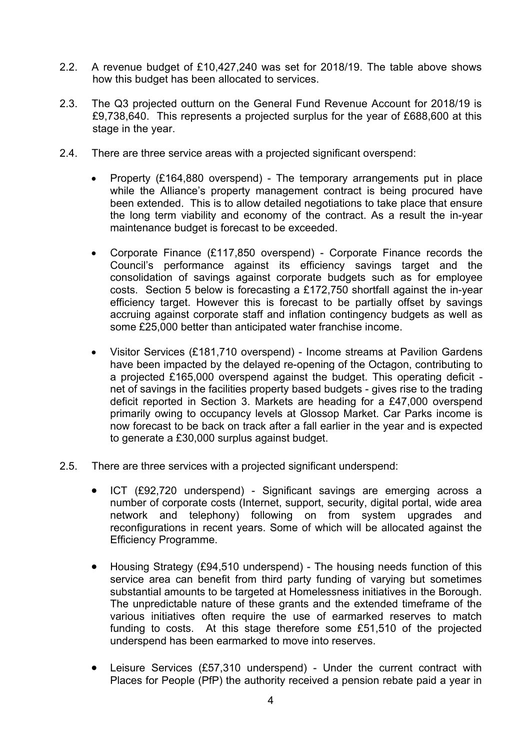2.2. A revenue budget of £10,427,240 was set for 2018/19. The table above shows how this budget has been allocated to services.

2.3. The Q3 projected outturn on the General Fund Revenue Account for 2018/19 is £9,738,640. This represents a projected surplus for the year of £688,600 at this stage in the year.

2.4. There are three service areas with a projected significant overspend:

- Property (£164,880 overspend) - The temporary arrangements put in place while the Alliance's property management contract is being procured have been extended. This is to allow detailed negotiations to take place that ensure the long term viability and economy of the contract. As a result the in-year maintenance budget is forecast to be exceeded.

- Corporate Finance (£117,850 overspend) - Corporate Finance records the Council's performance against its efficiency savings target and the consolidation of savings against corporate budgets such as for employee costs. Section 5 below is forecasting a £172,750 shortfall against the in-year efficiency target. However this is forecast to be partially offset by savings accruing against corporate staff and inflation contingency budgets as well as some £25,000 better than anticipated water franchise income.

- Visitor Services (£181,710 overspend) - Income streams at Pavilion Gardens have been impacted by the delayed re-opening of the Octagon, contributing to a projected £165,000 overspend against the budget. This operating deficit - net of savings in the facilities property based budgets - gives rise to the trading deficit reported in Section 3. Markets are heading for a £47,000 overspend primarily owing to occupancy levels at Glossop Market. Car Parks income is now forecast to be back on track after a fall earlier in the year and is expected to generate a £30,000 surplus against budget.

2.5. There are three services with a projected significant underspend:

- ICT (£92,720 underspend) - Significant savings are emerging across a number of corporate costs (Internet, support, security, digital portal, wide area network and telephony) following on from system upgrades and reconfigurations in recent years. Some of which will be allocated against the Efficiency Programme.

- Housing Strategy (£94,510 underspend) - The housing needs function of this service area can benefit from third party funding of varying but sometimes substantial amounts to be targeted at Homelessness initiatives in the Borough. The unpredictable nature of these grants and the extended timeframe of the various initiatives often require the use of earmarked reserves to match funding to costs. At this stage therefore some £51,510 of the projected underspend has been earmarked to move into reserves.

- Leisure Services (£57,310 underspend) - Under the current contract with Places for People (PfP) the authority received a pension rebate paid a year in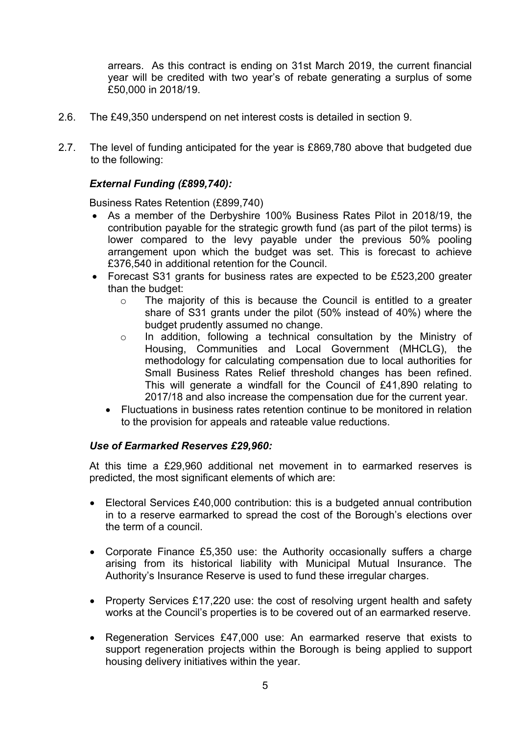arrears. As this contract is ending on 31st March 2019, the current financial year will be credited with two year's of rebate generating a surplus of some £50,000 in 2018/19.

2.6. The £49,350 underspend on net interest costs is detailed in section 9.

2.7. The level of funding anticipated for the year is £869,780 above that budgeted due to the following:

***External Funding (£899,740):***

Business Rates Retention (£899,740)

- As a member of the Derbyshire 100% Business Rates Pilot in 2018/19, the contribution payable for the strategic growth fund (as part of the pilot terms) is lower compared to the levy payable under the previous 50% pooling arrangement upon which the budget was set. This is forecast to achieve £376,540 in additional retention for the Council.
- Forecast S31 grants for business rates are expected to be £523,200 greater than the budget:
  - The majority of this is because the Council is entitled to a greater share of S31 grants under the pilot (50% instead of 40%) where the budget prudently assumed no change.
  - In addition, following a technical consultation by the Ministry of Housing, Communities and Local Government (MHCLG), the methodology for calculating compensation due to local authorities for Small Business Rates Relief threshold changes has been refined. This will generate a windfall for the Council of £41,890 relating to 2017/18 and also increase the compensation due for the current year.
- Fluctuations in business rates retention continue to be monitored in relation to the provision for appeals and rateable value reductions.

***Use of Earmarked Reserves £29,960:***

At this time a £29,960 additional net movement in to earmarked reserves is predicted, the most significant elements of which are:

- Electoral Services £40,000 contribution: this is a budgeted annual contribution in to a reserve earmarked to spread the cost of the Borough's elections over the term of a council.

- Corporate Finance £5,350 use: the Authority occasionally suffers a charge arising from its historical liability with Municipal Mutual Insurance. The Authority's Insurance Reserve is used to fund these irregular charges.

- Property Services £17,220 use: the cost of resolving urgent health and safety works at the Council's properties is to be covered out of an earmarked reserve.

- Regeneration Services £47,000 use: An earmarked reserve that exists to support regeneration projects within the Borough is being applied to support housing delivery initiatives within the year.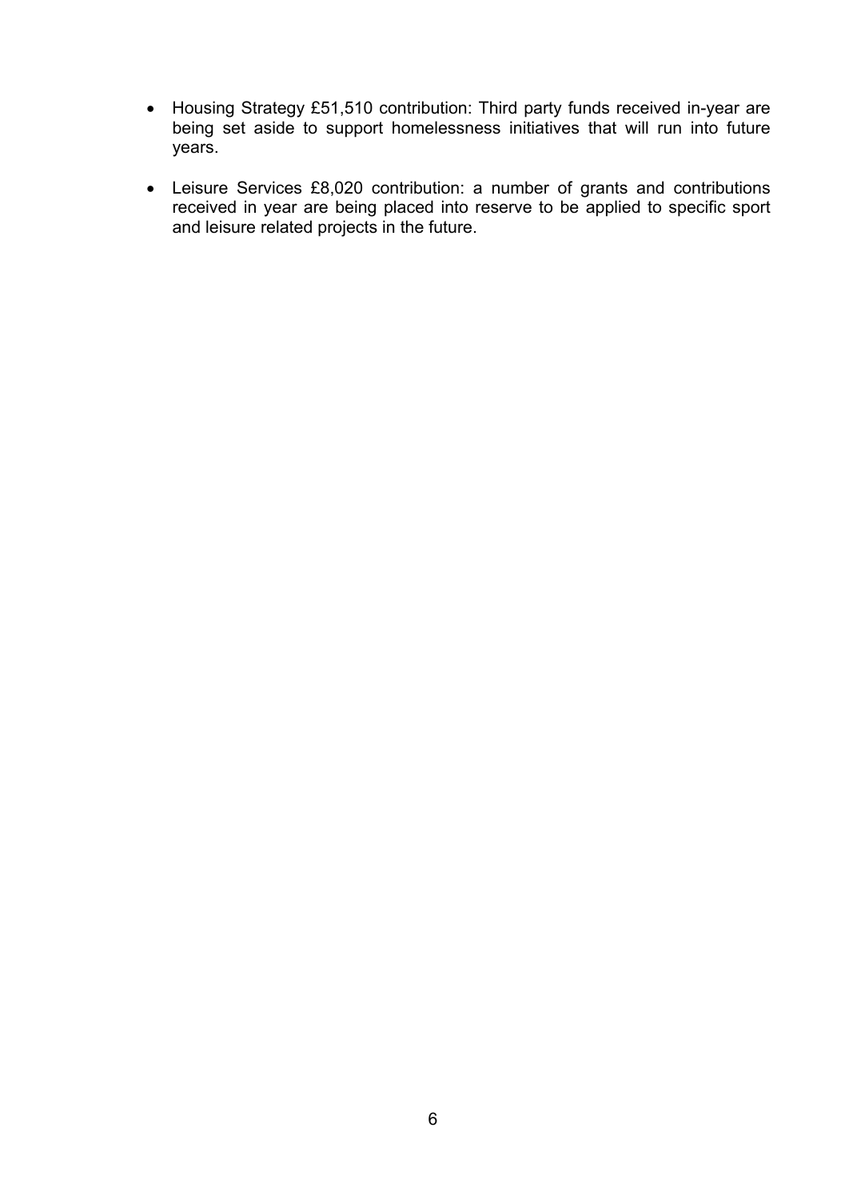- Housing Strategy £51,510 contribution: Third party funds received in-year are being set aside to support homelessness initiatives that will run into future years.
- Leisure Services £8,020 contribution: a number of grants and contributions received in year are being placed into reserve to be applied to specific sport and leisure related projects in the future.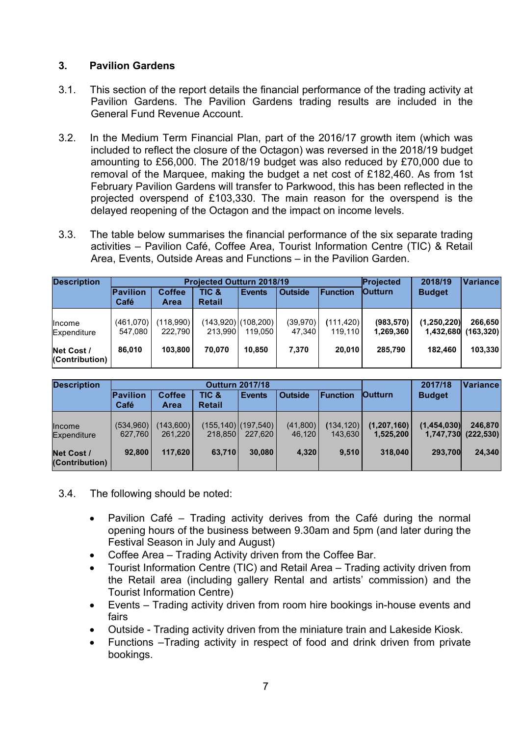## 3. Pavilion Gardens

3.1. This section of the report details the financial performance of the trading activity at Pavilion Gardens. The Pavilion Gardens trading results are included in the General Fund Revenue Account.

3.2. In the Medium Term Financial Plan, part of the 2016/17 growth item (which was included to reflect the closure of the Octagon) was reversed in the 2018/19 budget amounting to £56,000. The 2018/19 budget was also reduced by £70,000 due to removal of the Marquee, making the budget a net cost of £182,460. As from 1st February Pavilion Gardens will transfer to Parkwood, this has been reflected in the projected overspend of £103,330. The main reason for the overspend is the delayed reopening of the Octagon and the impact on income levels.

3.3. The table below summarises the financial performance of the six separate trading activities – Pavilion Café, Coffee Area, Tourist Information Centre (TIC) & Retail Area, Events, Outside Areas and Functions – in the Pavilion Garden.

| Description | Projected Outturn 2018/19 | | | | | | Projected Outturn | 2018/19 Budget | Variance |
|---|---|---|---|---|---|---|---|---|---|
| | Pavilion Café | Coffee Area | TIC & Retail | Events | Outside | Function | | | |
| Income | (461,070) | (118,990) | (143,920) | (108,200) | (39,970) | (111,420) | **(983,570)** | **(1,250,220)** | **266,650** |
| Expenditure | 547,080 | 222,790 | 213,990 | 119,050 | 47,340 | 119,110 | **1,269,360** | **1,432,680** | **(163,320)** |
| **Net Cost / (Contribution)** | **86,010** | **103,800** | **70,070** | **10,850** | **7,370** | **20,010** | **285,790** | **182,460** | **103,330** |

| Description | Outturn 2017/18 | | | | | | Outturn | 2017/18 Budget | Variance |
|---|---|---|---|---|---|---|---|---|---|
| | Pavilion Café | Coffee Area | TIC & Retail | Events | Outside | Function | | | |
| Income | (534,960) | (143,600) | (155,140) | (197,540) | (41,800) | (134,120) | **(1,207,160)** | **(1,454,030)** | **246,870** |
| Expenditure | 627,760 | 261,220 | 218,850 | 227,620 | 46,120 | 143,630 | **1,525,200** | **1,747,730** | **(222,530)** |
| **Net Cost / (Contribution)** | **92,800** | **117,620** | **63,710** | **30,080** | **4,320** | **9,510** | **318,040** | **293,700** | **24,340** |

3.4. The following should be noted:

- Pavilion Café – Trading activity derives from the Café during the normal opening hours of the business between 9.30am and 5pm (and later during the Festival Season in July and August)
- Coffee Area – Trading Activity driven from the Coffee Bar.
- Tourist Information Centre (TIC) and Retail Area – Trading activity driven from the Retail area (including gallery Rental and artists' commission) and the Tourist Information Centre)
- Events – Trading activity driven from room hire bookings in-house events and fairs
- Outside - Trading activity driven from the miniature train and Lakeside Kiosk.
- Functions –Trading activity in respect of food and drink driven from private bookings.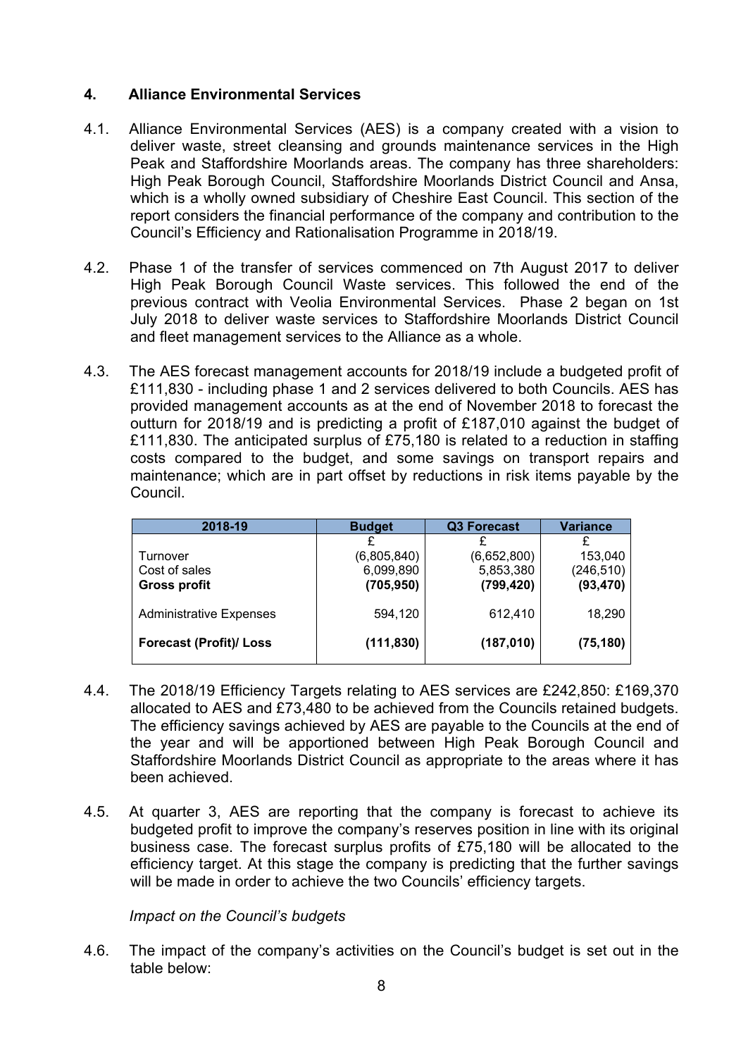## 4. Alliance Environmental Services

4.1. Alliance Environmental Services (AES) is a company created with a vision to deliver waste, street cleansing and grounds maintenance services in the High Peak and Staffordshire Moorlands areas. The company has three shareholders: High Peak Borough Council, Staffordshire Moorlands District Council and Ansa, which is a wholly owned subsidiary of Cheshire East Council. This section of the report considers the financial performance of the company and contribution to the Council's Efficiency and Rationalisation Programme in 2018/19.

4.2. Phase 1 of the transfer of services commenced on 7th August 2017 to deliver High Peak Borough Council Waste services. This followed the end of the previous contract with Veolia Environmental Services. Phase 2 began on 1st July 2018 to deliver waste services to Staffordshire Moorlands District Council and fleet management services to the Alliance as a whole.

4.3. The AES forecast management accounts for 2018/19 include a budgeted profit of £111,830 - including phase 1 and 2 services delivered to both Councils. AES has provided management accounts as at the end of November 2018 to forecast the outturn for 2018/19 and is predicting a profit of £187,010 against the budget of £111,830. The anticipated surplus of £75,180 is related to a reduction in staffing costs compared to the budget, and some savings on transport repairs and maintenance; which are in part offset by reductions in risk items payable by the Council.

| 2018-19 | Budget | Q3 Forecast | Variance |
|---|---|---|---|
| | £ | £ | £ |
| Turnover | (6,805,840) | (6,652,800) | 153,040 |
| Cost of sales | 6,099,890 | 5,853,380 | (246,510) |
| **Gross profit** | **(705,950)** | **(799,420)** | **(93,470)** |
| Administrative Expenses | 594,120 | 612,410 | 18,290 |
| **Forecast (Profit)/ Loss** | **(111,830)** | **(187,010)** | **(75,180)** |

4.4. The 2018/19 Efficiency Targets relating to AES services are £242,850: £169,370 allocated to AES and £73,480 to be achieved from the Councils retained budgets. The efficiency savings achieved by AES are payable to the Councils at the end of the year and will be apportioned between High Peak Borough Council and Staffordshire Moorlands District Council as appropriate to the areas where it has been achieved.

4.5. At quarter 3, AES are reporting that the company is forecast to achieve its budgeted profit to improve the company's reserves position in line with its original business case. The forecast surplus profits of £75,180 will be allocated to the efficiency target. At this stage the company is predicting that the further savings will be made in order to achieve the two Councils' efficiency targets.

*Impact on the Council's budgets*

4.6. The impact of the company's activities on the Council's budget is set out in the table below: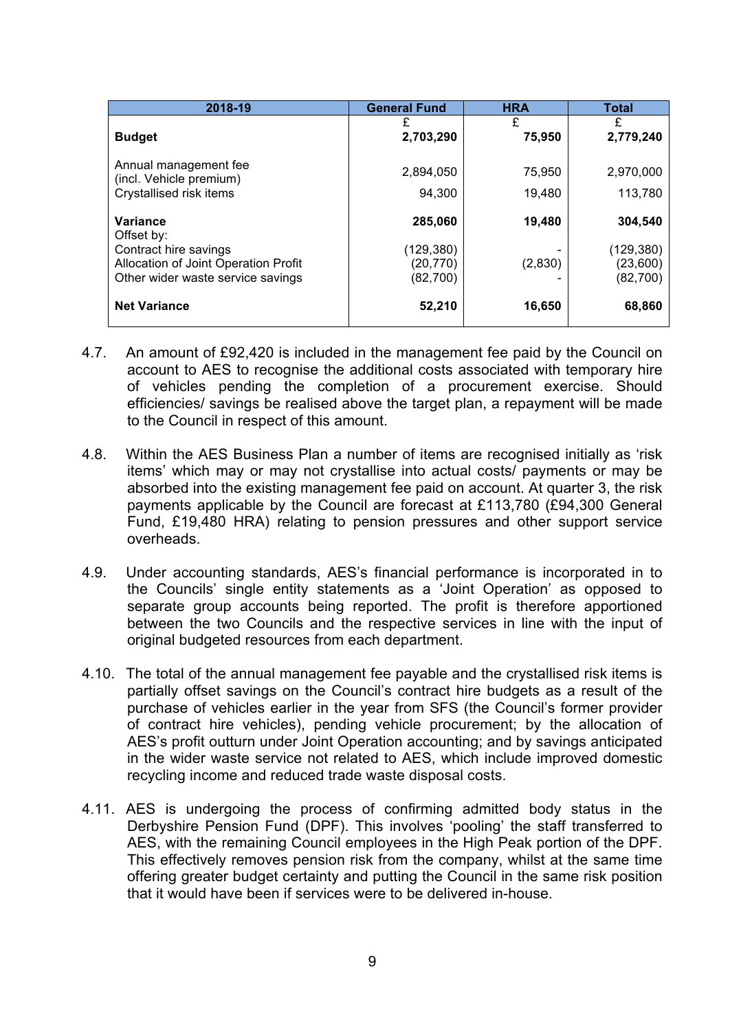| 2018-19 | General Fund | HRA | Total |
|---|---|---|---|
| | £ | £ | £ |
| **Budget** | **2,703,290** | **75,950** | **2,779,240** |
| Annual management fee (incl. Vehicle premium) | 2,894,050 | 75,950 | 2,970,000 |
| Crystallised risk items | 94,300 | 19,480 | 113,780 |
| **Variance** | **285,060** | **19,480** | **304,540** |
| Offset by: | | | |
| Contract hire savings | (129,380) | - | (129,380) |
| Allocation of Joint Operation Profit | (20,770) | (2,830) | (23,600) |
| Other wider waste service savings | (82,700) | - | (82,700) |
| **Net Variance** | **52,210** | **16,650** | **68,860** |

4.7. An amount of £92,420 is included in the management fee paid by the Council on account to AES to recognise the additional costs associated with temporary hire of vehicles pending the completion of a procurement exercise. Should efficiencies/ savings be realised above the target plan, a repayment will be made to the Council in respect of this amount.

4.8. Within the AES Business Plan a number of items are recognised initially as 'risk items' which may or may not crystallise into actual costs/ payments or may be absorbed into the existing management fee paid on account. At quarter 3, the risk payments applicable by the Council are forecast at £113,780 (£94,300 General Fund, £19,480 HRA) relating to pension pressures and other support service overheads.

4.9. Under accounting standards, AES's financial performance is incorporated in to the Councils' single entity statements as a 'Joint Operation' as opposed to separate group accounts being reported. The profit is therefore apportioned between the two Councils and the respective services in line with the input of original budgeted resources from each department.

4.10. The total of the annual management fee payable and the crystallised risk items is partially offset savings on the Council's contract hire budgets as a result of the purchase of vehicles earlier in the year from SFS (the Council's former provider of contract hire vehicles), pending vehicle procurement; by the allocation of AES's profit outturn under Joint Operation accounting; and by savings anticipated in the wider waste service not related to AES, which include improved domestic recycling income and reduced trade waste disposal costs.

4.11. AES is undergoing the process of confirming admitted body status in the Derbyshire Pension Fund (DPF). This involves 'pooling' the staff transferred to AES, with the remaining Council employees in the High Peak portion of the DPF. This effectively removes pension risk from the company, whilst at the same time offering greater budget certainty and putting the Council in the same risk position that it would have been if services were to be delivered in-house.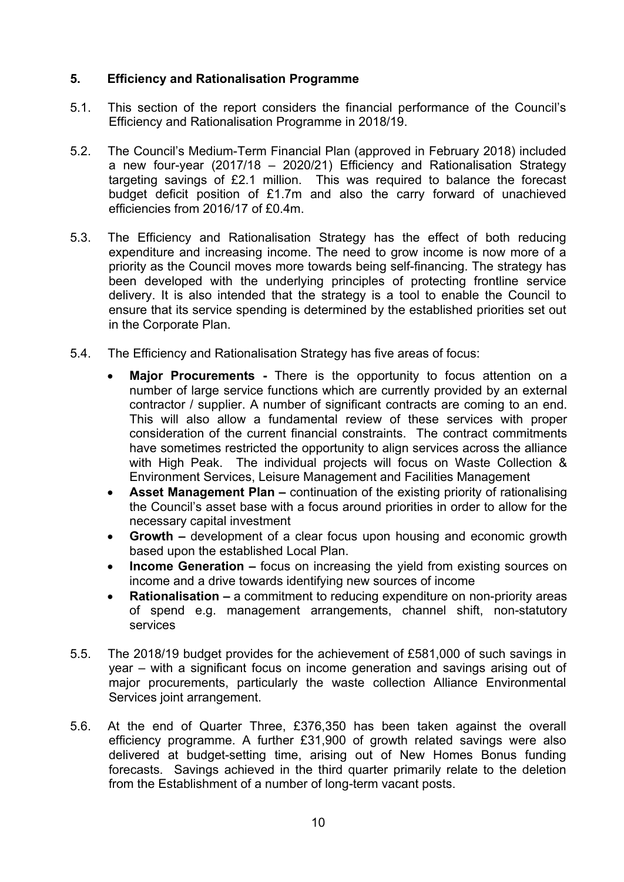## 5. Efficiency and Rationalisation Programme

5.1. This section of the report considers the financial performance of the Council's Efficiency and Rationalisation Programme in 2018/19.

5.2. The Council's Medium-Term Financial Plan (approved in February 2018) included a new four-year (2017/18 – 2020/21) Efficiency and Rationalisation Strategy targeting savings of £2.1 million. This was required to balance the forecast budget deficit position of £1.7m and also the carry forward of unachieved efficiencies from 2016/17 of £0.4m.

5.3. The Efficiency and Rationalisation Strategy has the effect of both reducing expenditure and increasing income. The need to grow income is now more of a priority as the Council moves more towards being self-financing. The strategy has been developed with the underlying principles of protecting frontline service delivery. It is also intended that the strategy is a tool to enable the Council to ensure that its service spending is determined by the established priorities set out in the Corporate Plan.

5.4. The Efficiency and Rationalisation Strategy has five areas of focus:

- **Major Procurements -** There is the opportunity to focus attention on a number of large service functions which are currently provided by an external contractor / supplier. A number of significant contracts are coming to an end. This will also allow a fundamental review of these services with proper consideration of the current financial constraints. The contract commitments have sometimes restricted the opportunity to align services across the alliance with High Peak. The individual projects will focus on Waste Collection & Environment Services, Leisure Management and Facilities Management
- **Asset Management Plan –** continuation of the existing priority of rationalising the Council's asset base with a focus around priorities in order to allow for the necessary capital investment
- **Growth –** development of a clear focus upon housing and economic growth based upon the established Local Plan.
- **Income Generation –** focus on increasing the yield from existing sources on income and a drive towards identifying new sources of income
- **Rationalisation –** a commitment to reducing expenditure on non-priority areas of spend e.g. management arrangements, channel shift, non-statutory services

5.5. The 2018/19 budget provides for the achievement of £581,000 of such savings in year – with a significant focus on income generation and savings arising out of major procurements, particularly the waste collection Alliance Environmental Services joint arrangement.

5.6. At the end of Quarter Three, £376,350 has been taken against the overall efficiency programme. A further £31,900 of growth related savings were also delivered at budget-setting time, arising out of New Homes Bonus funding forecasts. Savings achieved in the third quarter primarily relate to the deletion from the Establishment of a number of long-term vacant posts.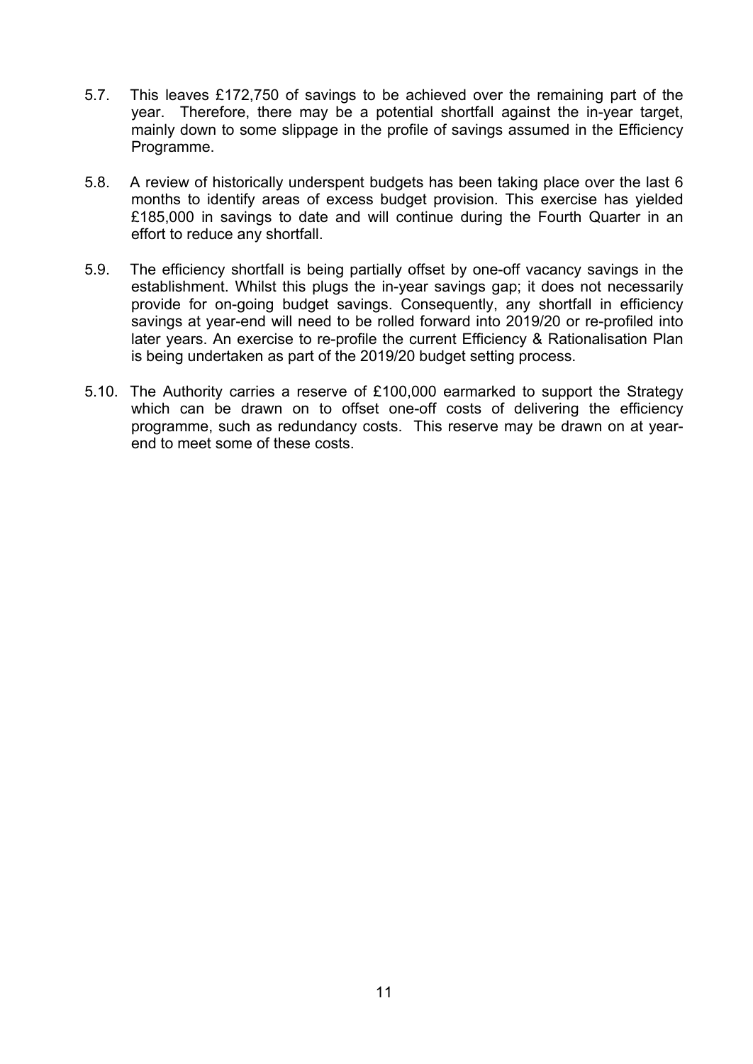5.7. This leaves £172,750 of savings to be achieved over the remaining part of the year. Therefore, there may be a potential shortfall against the in-year target, mainly down to some slippage in the profile of savings assumed in the Efficiency Programme.

5.8. A review of historically underspent budgets has been taking place over the last 6 months to identify areas of excess budget provision. This exercise has yielded £185,000 in savings to date and will continue during the Fourth Quarter in an effort to reduce any shortfall.

5.9. The efficiency shortfall is being partially offset by one-off vacancy savings in the establishment. Whilst this plugs the in-year savings gap; it does not necessarily provide for on-going budget savings. Consequently, any shortfall in efficiency savings at year-end will need to be rolled forward into 2019/20 or re-profiled into later years. An exercise to re-profile the current Efficiency & Rationalisation Plan is being undertaken as part of the 2019/20 budget setting process.

5.10. The Authority carries a reserve of £100,000 earmarked to support the Strategy which can be drawn on to offset one-off costs of delivering the efficiency programme, such as redundancy costs. This reserve may be drawn on at year-end to meet some of these costs.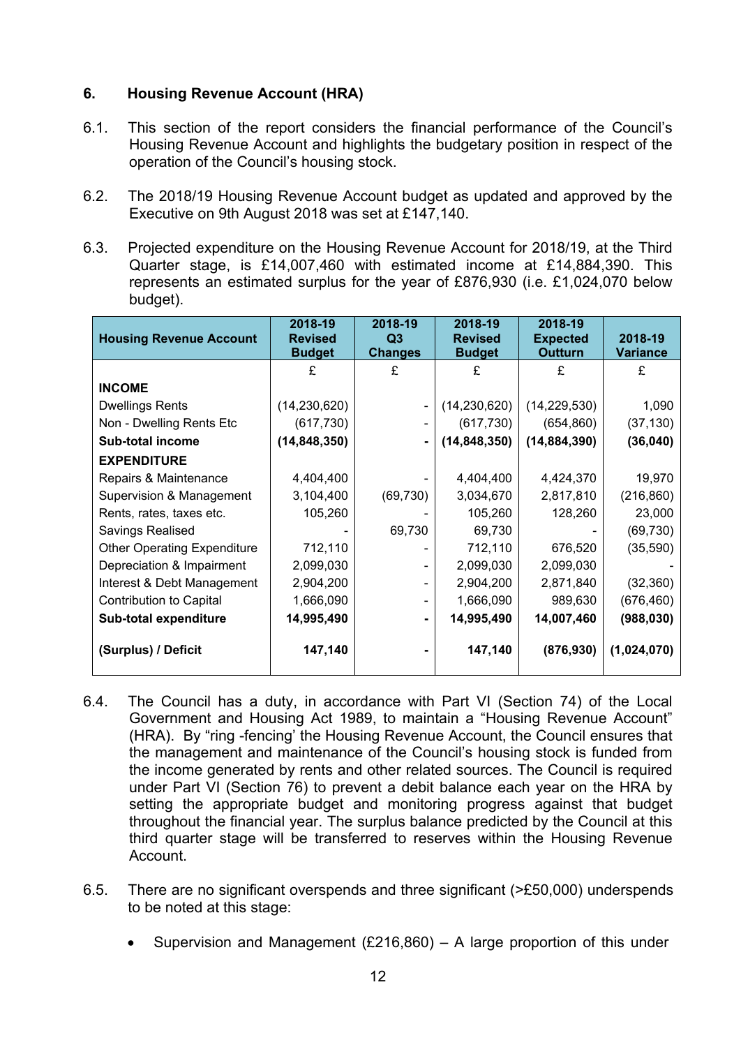## 6. Housing Revenue Account (HRA)

6.1. This section of the report considers the financial performance of the Council's Housing Revenue Account and highlights the budgetary position in respect of the operation of the Council's housing stock.

6.2. The 2018/19 Housing Revenue Account budget as updated and approved by the Executive on 9th August 2018 was set at £147,140.

6.3. Projected expenditure on the Housing Revenue Account for 2018/19, at the Third Quarter stage, is £14,007,460 with estimated income at £14,884,390. This represents an estimated surplus for the year of £876,930 (i.e. £1,024,070 below budget).

| Housing Revenue Account | 2018-19 Revised Budget | 2018-19 Q3 Changes | 2018-19 Revised Budget | 2018-19 Expected Outturn | 2018-19 Variance |
|---|---|---|---|---|---|
| | £ | £ | £ | £ | £ |
| **INCOME** | | | | | |
| Dwellings Rents | (14,230,620) | - | (14,230,620) | (14,229,530) | 1,090 |
| Non - Dwelling Rents Etc | (617,730) | - | (617,730) | (654,860) | (37,130) |
| **Sub-total income** | **(14,848,350)** | **-** | **(14,848,350)** | **(14,884,390)** | **(36,040)** |
| **EXPENDITURE** | | | | | |
| Repairs & Maintenance | 4,404,400 | - | 4,404,400 | 4,424,370 | 19,970 |
| Supervision & Management | 3,104,400 | (69,730) | 3,034,670 | 2,817,810 | (216,860) |
| Rents, rates, taxes etc. | 105,260 | - | 105,260 | 128,260 | 23,000 |
| Savings Realised | - | 69,730 | 69,730 | - | (69,730) |
| Other Operating Expenditure | 712,110 | - | 712,110 | 676,520 | (35,590) |
| Depreciation & Impairment | 2,099,030 | - | 2,099,030 | 2,099,030 | - |
| Interest & Debt Management | 2,904,200 | - | 2,904,200 | 2,871,840 | (32,360) |
| Contribution to Capital | 1,666,090 | - | 1,666,090 | 989,630 | (676,460) |
| **Sub-total expenditure** | **14,995,490** | **-** | **14,995,490** | **14,007,460** | **(988,030)** |
| **(Surplus) / Deficit** | **147,140** | **-** | **147,140** | **(876,930)** | **(1,024,070)** |

6.4. The Council has a duty, in accordance with Part VI (Section 74) of the Local Government and Housing Act 1989, to maintain a "Housing Revenue Account" (HRA). By "ring -fencing' the Housing Revenue Account, the Council ensures that the management and maintenance of the Council's housing stock is funded from the income generated by rents and other related sources. The Council is required under Part VI (Section 76) to prevent a debit balance each year on the HRA by setting the appropriate budget and monitoring progress against that budget throughout the financial year. The surplus balance predicted by the Council at this third quarter stage will be transferred to reserves within the Housing Revenue Account.

6.5. There are no significant overspends and three significant (>£50,000) underspends to be noted at this stage:

- Supervision and Management (£216,860) – A large proportion of this under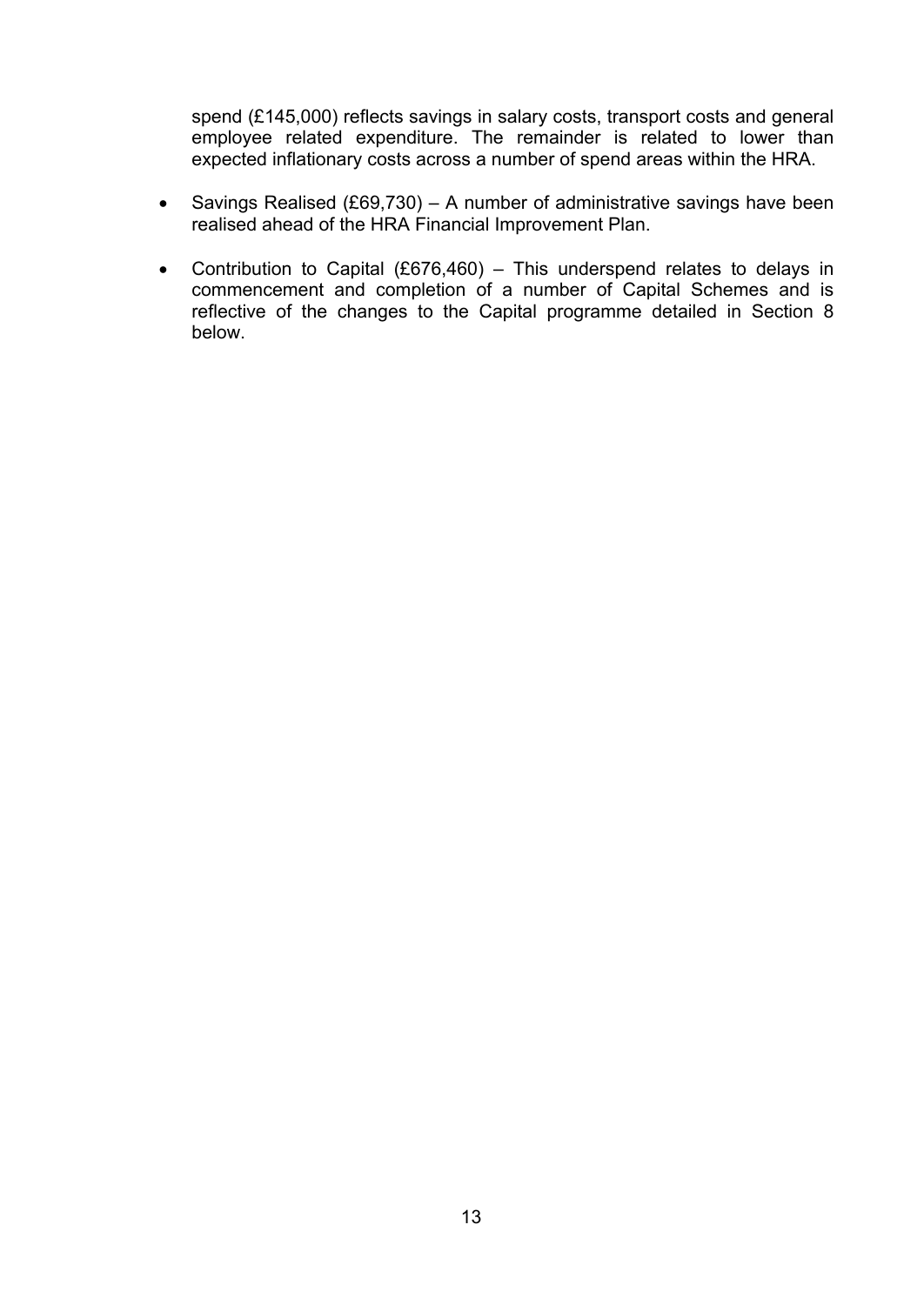spend (£145,000) reflects savings in salary costs, transport costs and general employee related expenditure. The remainder is related to lower than expected inflationary costs across a number of spend areas within the HRA.

- Savings Realised (£69,730) – A number of administrative savings have been realised ahead of the HRA Financial Improvement Plan.
- Contribution to Capital (£676,460) – This underspend relates to delays in commencement and completion of a number of Capital Schemes and is reflective of the changes to the Capital programme detailed in Section 8 below.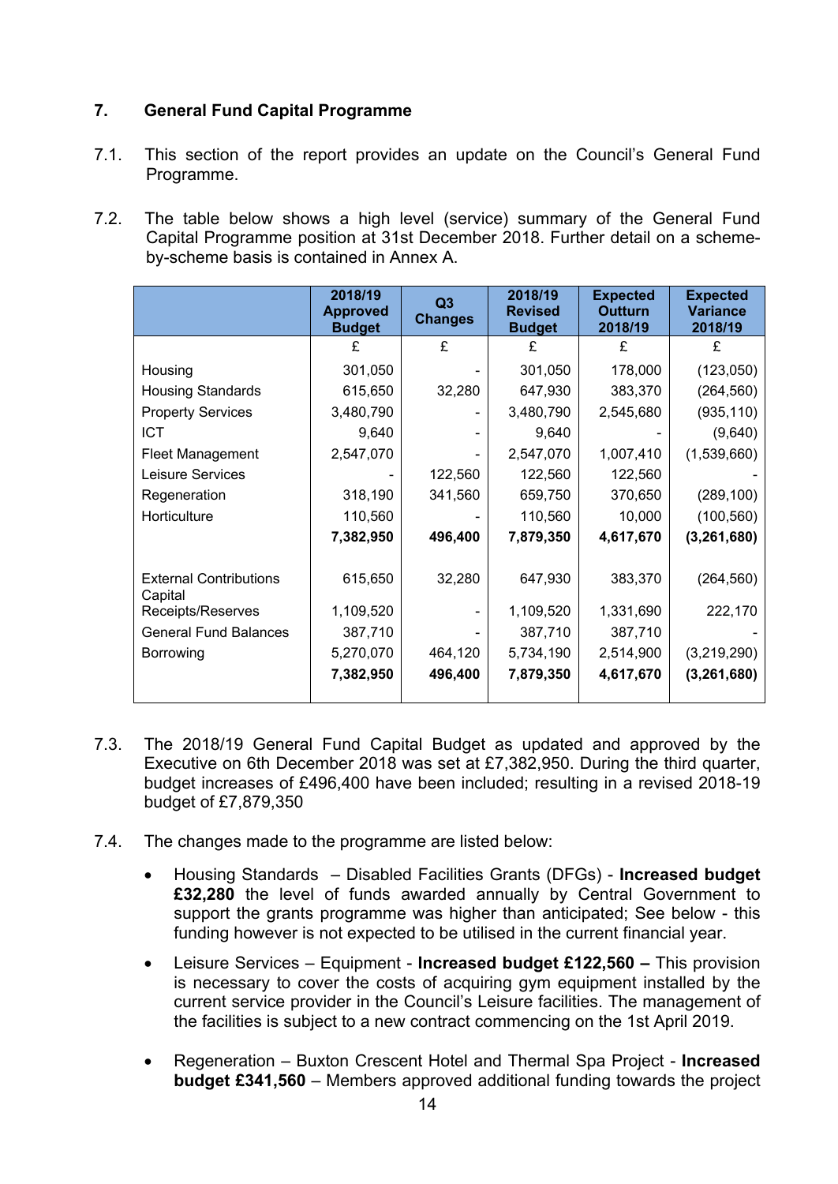## 7. General Fund Capital Programme

7.1. This section of the report provides an update on the Council's General Fund Programme.

7.2. The table below shows a high level (service) summary of the General Fund Capital Programme position at 31st December 2018. Further detail on a scheme-by-scheme basis is contained in Annex A.

| | 2018/19 Approved Budget | Q3 Changes | 2018/19 Revised Budget | Expected Outturn 2018/19 | Expected Variance 2018/19 |
|---|---|---|---|---|---|
| | £ | £ | £ | £ | £ |
| Housing | 301,050 | - | 301,050 | 178,000 | (123,050) |
| Housing Standards | 615,650 | 32,280 | 647,930 | 383,370 | (264,560) |
| Property Services | 3,480,790 | - | 3,480,790 | 2,545,680 | (935,110) |
| ICT | 9,640 | - | 9,640 | - | (9,640) |
| Fleet Management | 2,547,070 | - | 2,547,070 | 1,007,410 | (1,539,660) |
| Leisure Services | - | 122,560 | 122,560 | 122,560 | - |
| Regeneration | 318,190 | 341,560 | 659,750 | 370,650 | (289,100) |
| Horticulture | 110,560 | - | 110,560 | 10,000 | (100,560) |
| | **7,382,950** | **496,400** | **7,879,350** | **4,617,670** | **(3,261,680)** |
| | | | | | |
| External Contributions | 615,650 | 32,280 | 647,930 | 383,370 | (264,560) |
| Capital Receipts/Reserves | 1,109,520 | - | 1,109,520 | 1,331,690 | 222,170 |
| General Fund Balances | 387,710 | - | 387,710 | 387,710 | - |
| Borrowing | 5,270,070 | 464,120 | 5,734,190 | 2,514,900 | (3,219,290) |
| | **7,382,950** | **496,400** | **7,879,350** | **4,617,670** | **(3,261,680)** |

7.3. The 2018/19 General Fund Capital Budget as updated and approved by the Executive on 6th December 2018 was set at £7,382,950. During the third quarter, budget increases of £496,400 have been included; resulting in a revised 2018-19 budget of £7,879,350

7.4. The changes made to the programme are listed below:

- Housing Standards – Disabled Facilities Grants (DFGs) - **Increased budget £32,280** the level of funds awarded annually by Central Government to support the grants programme was higher than anticipated; See below - this funding however is not expected to be utilised in the current financial year.

- Leisure Services – Equipment - **Increased budget £122,560 –** This provision is necessary to cover the costs of acquiring gym equipment installed by the current service provider in the Council's Leisure facilities. The management of the facilities is subject to a new contract commencing on the 1st April 2019.

- Regeneration – Buxton Crescent Hotel and Thermal Spa Project - **Increased budget £341,560** – Members approved additional funding towards the project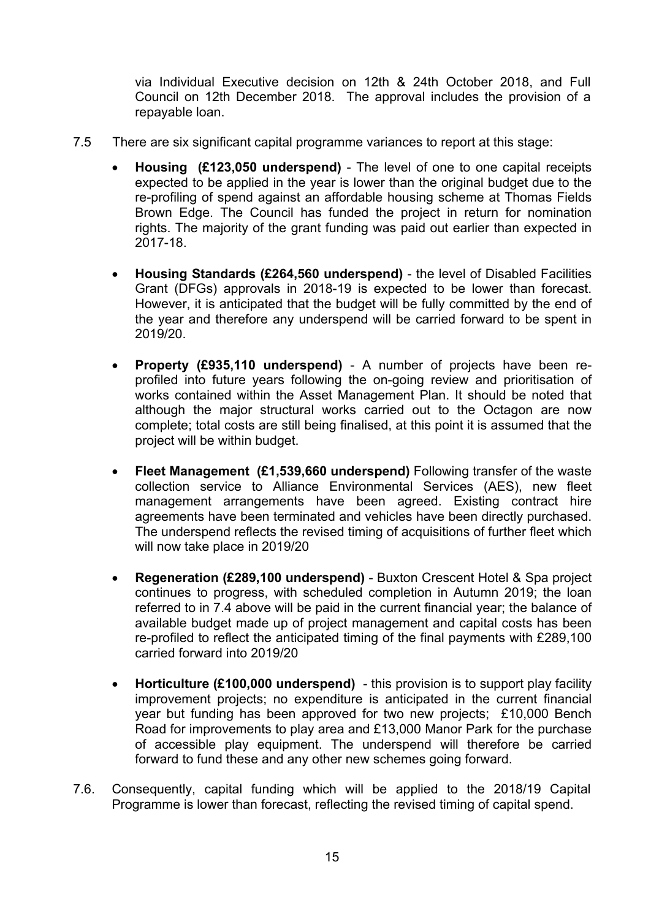via Individual Executive decision on 12th & 24th October 2018, and Full Council on 12th December 2018. The approval includes the provision of a repayable loan.

7.5 There are six significant capital programme variances to report at this stage:

- **Housing (£123,050 underspend)** - The level of one to one capital receipts expected to be applied in the year is lower than the original budget due to the re-profiling of spend against an affordable housing scheme at Thomas Fields Brown Edge. The Council has funded the project in return for nomination rights. The majority of the grant funding was paid out earlier than expected in 2017-18.

- **Housing Standards (£264,560 underspend)** - the level of Disabled Facilities Grant (DFGs) approvals in 2018-19 is expected to be lower than forecast. However, it is anticipated that the budget will be fully committed by the end of the year and therefore any underspend will be carried forward to be spent in 2019/20.

- **Property (£935,110 underspend)** - A number of projects have been re-profiled into future years following the on-going review and prioritisation of works contained within the Asset Management Plan. It should be noted that although the major structural works carried out to the Octagon are now complete; total costs are still being finalised, at this point it is assumed that the project will be within budget.

- **Fleet Management (£1,539,660 underspend)** Following transfer of the waste collection service to Alliance Environmental Services (AES), new fleet management arrangements have been agreed. Existing contract hire agreements have been terminated and vehicles have been directly purchased. The underspend reflects the revised timing of acquisitions of further fleet which will now take place in 2019/20

- **Regeneration (£289,100 underspend)** - Buxton Crescent Hotel & Spa project continues to progress, with scheduled completion in Autumn 2019; the loan referred to in 7.4 above will be paid in the current financial year; the balance of available budget made up of project management and capital costs has been re-profiled to reflect the anticipated timing of the final payments with £289,100 carried forward into 2019/20

- **Horticulture (£100,000 underspend)** - this provision is to support play facility improvement projects; no expenditure is anticipated in the current financial year but funding has been approved for two new projects; £10,000 Bench Road for improvements to play area and £13,000 Manor Park for the purchase of accessible play equipment. The underspend will therefore be carried forward to fund these and any other new schemes going forward.

7.6. Consequently, capital funding which will be applied to the 2018/19 Capital Programme is lower than forecast, reflecting the revised timing of capital spend.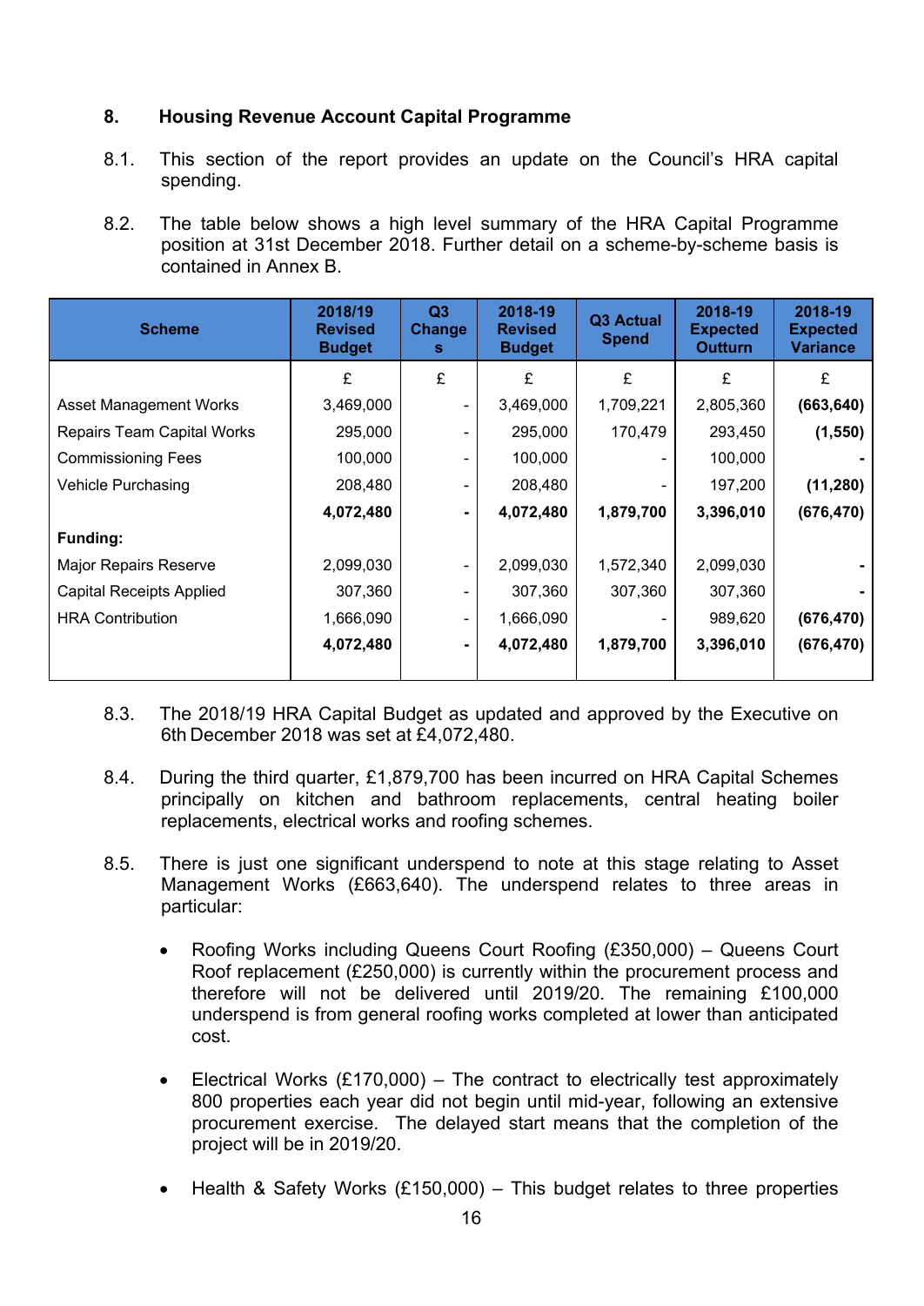## 8. Housing Revenue Account Capital Programme

8.1. This section of the report provides an update on the Council's HRA capital spending.

8.2. The table below shows a high level summary of the HRA Capital Programme position at 31st December 2018. Further detail on a scheme-by-scheme basis is contained in Annex B.

| Scheme | 2018/19 Revised Budget | Q3 Changes | 2018-19 Revised Budget | Q3 Actual Spend | 2018-19 Expected Outturn | 2018-19 Expected Variance |
|---|---|---|---|---|---|---|
| | £ | £ | £ | £ | £ | £ |
| Asset Management Works | 3,469,000 | - | 3,469,000 | 1,709,221 | 2,805,360 | **(663,640)** |
| Repairs Team Capital Works | 295,000 | - | 295,000 | 170,479 | 293,450 | **(1,550)** |
| Commissioning Fees | 100,000 | - | 100,000 | - | 100,000 | **-** |
| Vehicle Purchasing | 208,480 | - | 208,480 | - | 197,200 | **(11,280)** |
| | **4,072,480** | **-** | **4,072,480** | **1,879,700** | **3,396,010** | **(676,470)** |
| **Funding:** | | | | | | |
| Major Repairs Reserve | 2,099,030 | - | 2,099,030 | 1,572,340 | 2,099,030 | **-** |
| Capital Receipts Applied | 307,360 | - | 307,360 | 307,360 | 307,360 | **-** |
| HRA Contribution | 1,666,090 | - | 1,666,090 | - | 989,620 | **(676,470)** |
| | **4,072,480** | **-** | **4,072,480** | **1,879,700** | **3,396,010** | **(676,470)** |

8.3. The 2018/19 HRA Capital Budget as updated and approved by the Executive on 6th December 2018 was set at £4,072,480.

8.4. During the third quarter, £1,879,700 has been incurred on HRA Capital Schemes principally on kitchen and bathroom replacements, central heating boiler replacements, electrical works and roofing schemes.

8.5. There is just one significant underspend to note at this stage relating to Asset Management Works (£663,640). The underspend relates to three areas in particular:

- Roofing Works including Queens Court Roofing (£350,000) – Queens Court Roof replacement (£250,000) is currently within the procurement process and therefore will not be delivered until 2019/20. The remaining £100,000 underspend is from general roofing works completed at lower than anticipated cost.

- Electrical Works (£170,000) – The contract to electrically test approximately 800 properties each year did not begin until mid-year, following an extensive procurement exercise. The delayed start means that the completion of the project will be in 2019/20.

- Health & Safety Works (£150,000) – This budget relates to three properties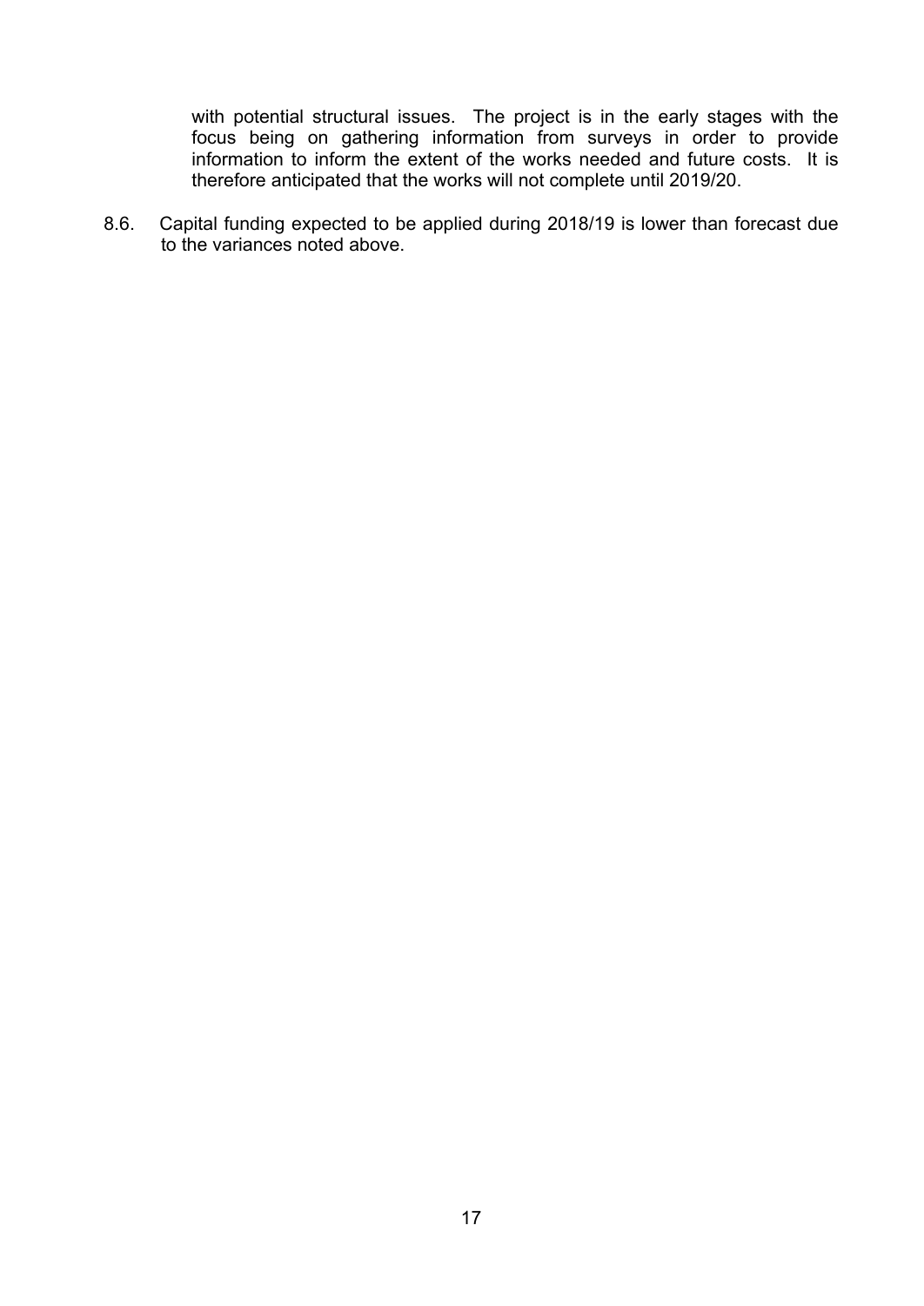with potential structural issues. The project is in the early stages with the focus being on gathering information from surveys in order to provide information to inform the extent of the works needed and future costs. It is therefore anticipated that the works will not complete until 2019/20.

8.6. Capital funding expected to be applied during 2018/19 is lower than forecast due to the variances noted above.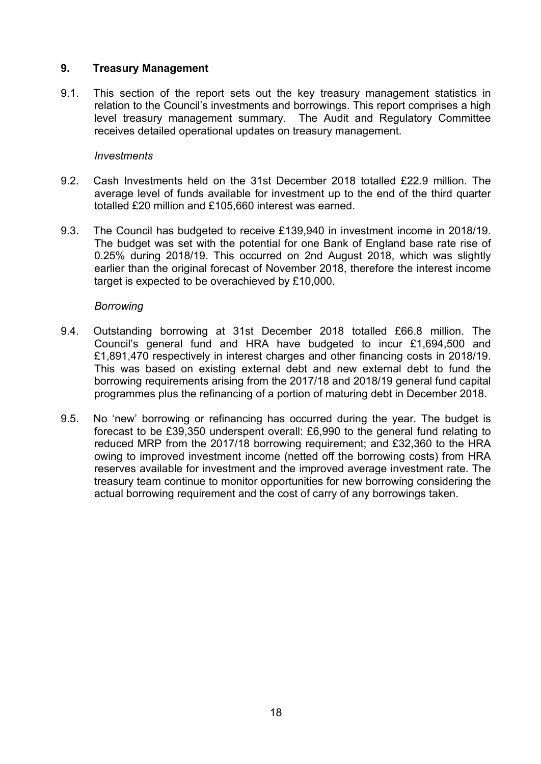## 9. Treasury Management

9.1. This section of the report sets out the key treasury management statistics in relation to the Council's investments and borrowings. This report comprises a high level treasury management summary. The Audit and Regulatory Committee receives detailed operational updates on treasury management.

*Investments*

9.2. Cash Investments held on the 31st December 2018 totalled £22.9 million. The average level of funds available for investment up to the end of the third quarter totalled £20 million and £105,660 interest was earned.

9.3. The Council has budgeted to receive £139,940 in investment income in 2018/19. The budget was set with the potential for one Bank of England base rate rise of 0.25% during 2018/19. This occurred on 2nd August 2018, which was slightly earlier than the original forecast of November 2018, therefore the interest income target is expected to be overachieved by £10,000.

*Borrowing*

9.4. Outstanding borrowing at 31st December 2018 totalled £66.8 million. The Council's general fund and HRA have budgeted to incur £1,694,500 and £1,891,470 respectively in interest charges and other financing costs in 2018/19. This was based on existing external debt and new external debt to fund the borrowing requirements arising from the 2017/18 and 2018/19 general fund capital programmes plus the refinancing of a portion of maturing debt in December 2018.

9.5. No 'new' borrowing or refinancing has occurred during the year. The budget is forecast to be £39,350 underspent overall: £6,990 to the general fund relating to reduced MRP from the 2017/18 borrowing requirement; and £32,360 to the HRA owing to improved investment income (netted off the borrowing costs) from HRA reserves available for investment and the improved average investment rate. The treasury team continue to monitor opportunities for new borrowing considering the actual borrowing requirement and the cost of carry of any borrowings taken.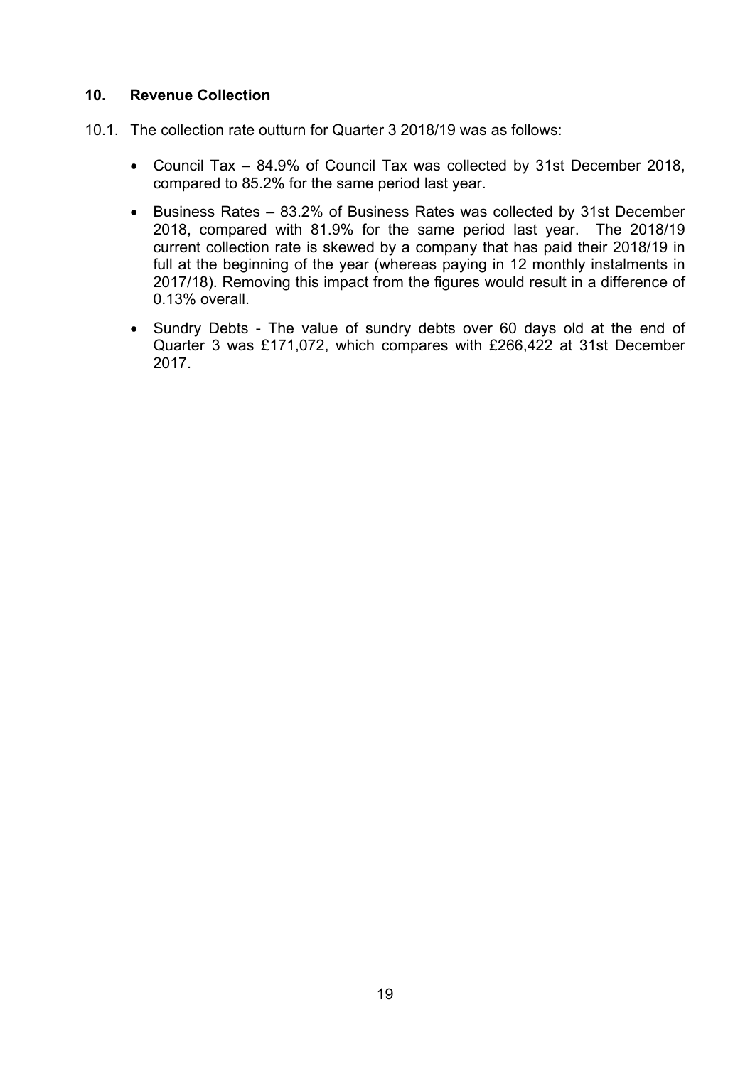## 10. Revenue Collection

10.1. The collection rate outturn for Quarter 3 2018/19 was as follows:

- Council Tax – 84.9% of Council Tax was collected by 31st December 2018, compared to 85.2% for the same period last year.
- Business Rates – 83.2% of Business Rates was collected by 31st December 2018, compared with 81.9% for the same period last year. The 2018/19 current collection rate is skewed by a company that has paid their 2018/19 in full at the beginning of the year (whereas paying in 12 monthly instalments in 2017/18). Removing this impact from the figures would result in a difference of 0.13% overall.
- Sundry Debts - The value of sundry debts over 60 days old at the end of Quarter 3 was £171,072, which compares with £266,422 at 31st December 2017.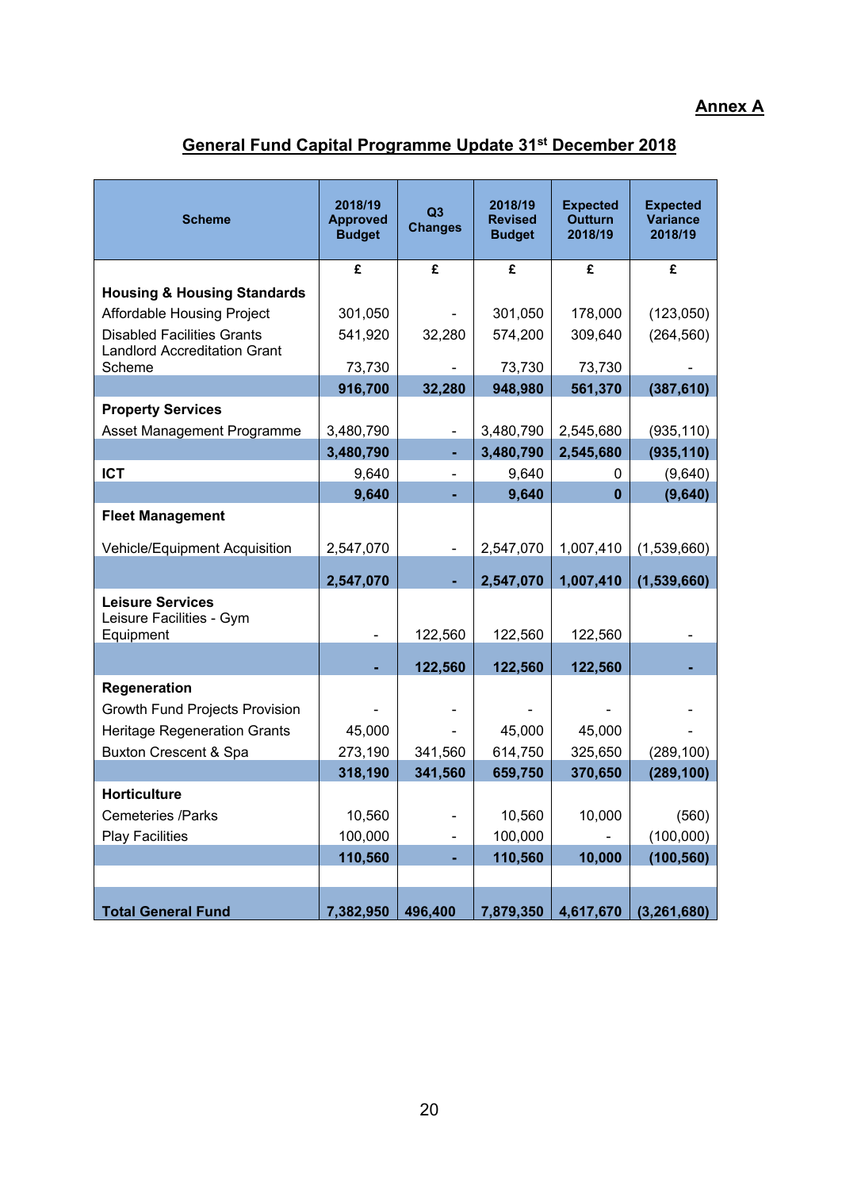**Annex A**

## General Fund Capital Programme Update 31st December 2018

| Scheme | 2018/19 Approved Budget | Q3 Changes | 2018/19 Revised Budget | Expected Outturn 2018/19 | Expected Variance 2018/19 |
|---|---|---|---|---|---|
| | £ | £ | £ | £ | £ |
| **Housing & Housing Standards** | | | | | |
| Affordable Housing Project | 301,050 | - | 301,050 | 178,000 | (123,050) |
| Disabled Facilities Grants | 541,920 | 32,280 | 574,200 | 309,640 | (264,560) |
| Landlord Accreditation Grant Scheme | 73,730 | - | 73,730 | 73,730 | - |
| | **916,700** | **32,280** | **948,980** | **561,370** | **(387,610)** |
| **Property Services** | | | | | |
| Asset Management Programme | 3,480,790 | - | 3,480,790 | 2,545,680 | (935,110) |
| | **3,480,790** | **-** | **3,480,790** | **2,545,680** | **(935,110)** |
| **ICT** | 9,640 | - | 9,640 | 0 | (9,640) |
| | **9,640** | **-** | **9,640** | **0** | **(9,640)** |
| **Fleet Management** | | | | | |
| Vehicle/Equipment Acquisition | 2,547,070 | - | 2,547,070 | 1,007,410 | (1,539,660) |
| | **2,547,070** | **-** | **2,547,070** | **1,007,410** | **(1,539,660)** |
| **Leisure Services** | | | | | |
| Leisure Facilities - Gym Equipment | - | 122,560 | 122,560 | 122,560 | - |
| | **-** | **122,560** | **122,560** | **122,560** | **-** |
| **Regeneration** | | | | | |
| Growth Fund Projects Provision | - | - | - | - | - |
| Heritage Regeneration Grants | 45,000 | - | 45,000 | 45,000 | - |
| Buxton Crescent & Spa | 273,190 | 341,560 | 614,750 | 325,650 | (289,100) |
| | **318,190** | **341,560** | **659,750** | **370,650** | **(289,100)** |
| **Horticulture** | | | | | |
| Cemeteries /Parks | 10,560 | - | 10,560 | 10,000 | (560) |
| Play Facilities | 100,000 | - | 100,000 | - | (100,000) |
| | **110,560** | **-** | **110,560** | **10,000** | **(100,560)** |
| | | | | | |
| **Total General Fund** | **7,382,950** | **496,400** | **7,879,350** | **4,617,670** | **(3,261,680)** |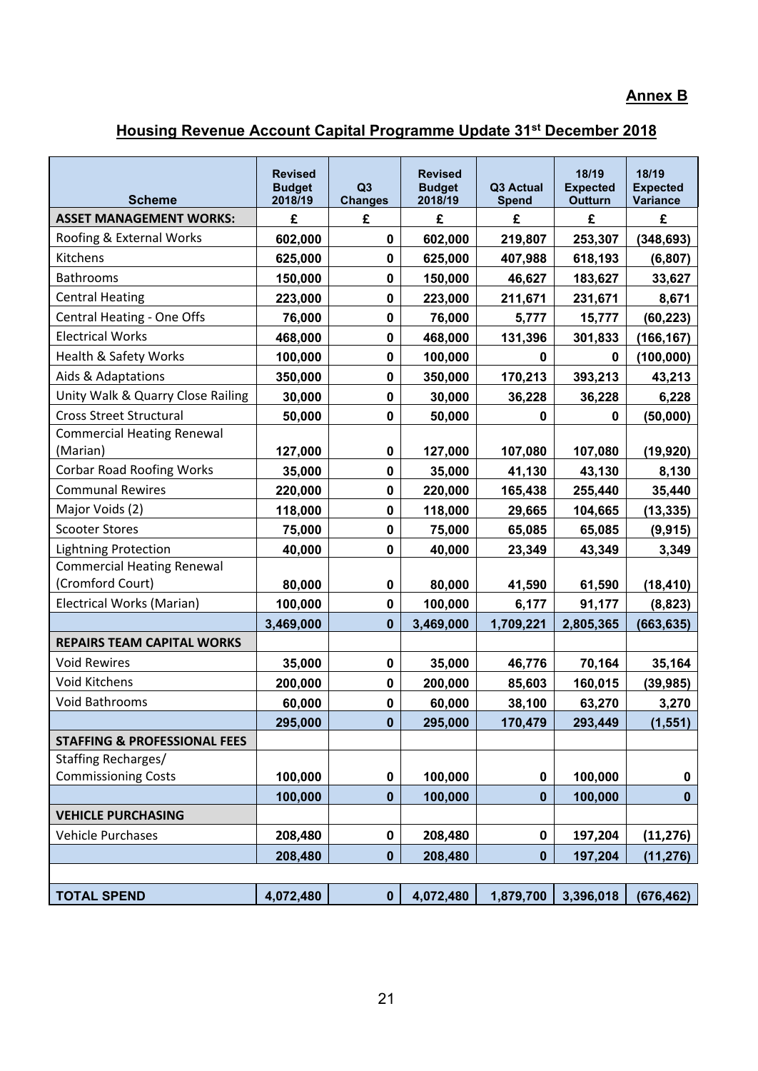**Annex B**

## Housing Revenue Account Capital Programme Update 31st December 2018

| Scheme | Revised Budget 2018/19 | Q3 Changes | Revised Budget 2018/19 | Q3 Actual Spend | 18/19 Expected Outturn | 18/19 Expected Variance |
|---|---|---|---|---|---|---|
| **ASSET MANAGEMENT WORKS:** | £ | £ | £ | £ | £ | £ |
| Roofing & External Works | 602,000 | 0 | 602,000 | 219,807 | 253,307 | (348,693) |
| Kitchens | 625,000 | 0 | 625,000 | 407,988 | 618,193 | (6,807) |
| Bathrooms | 150,000 | 0 | 150,000 | 46,627 | 183,627 | 33,627 |
| Central Heating | 223,000 | 0 | 223,000 | 211,671 | 231,671 | 8,671 |
| Central Heating - One Offs | 76,000 | 0 | 76,000 | 5,777 | 15,777 | (60,223) |
| Electrical Works | 468,000 | 0 | 468,000 | 131,396 | 301,833 | (166,167) |
| Health & Safety Works | 100,000 | 0 | 100,000 | 0 | 0 | (100,000) |
| Aids & Adaptations | 350,000 | 0 | 350,000 | 170,213 | 393,213 | 43,213 |
| Unity Walk & Quarry Close Railing | 30,000 | 0 | 30,000 | 36,228 | 36,228 | 6,228 |
| Cross Street Structural | 50,000 | 0 | 50,000 | 0 | 0 | (50,000) |
| Commercial Heating Renewal (Marian) | 127,000 | 0 | 127,000 | 107,080 | 107,080 | (19,920) |
| Corbar Road Roofing Works | 35,000 | 0 | 35,000 | 41,130 | 43,130 | 8,130 |
| Communal Rewires | 220,000 | 0 | 220,000 | 165,438 | 255,440 | 35,440 |
| Major Voids (2) | 118,000 | 0 | 118,000 | 29,665 | 104,665 | (13,335) |
| Scooter Stores | 75,000 | 0 | 75,000 | 65,085 | 65,085 | (9,915) |
| Lightning Protection | 40,000 | 0 | 40,000 | 23,349 | 43,349 | 3,349 |
| Commercial Heating Renewal (Cromford Court) | 80,000 | 0 | 80,000 | 41,590 | 61,590 | (18,410) |
| Electrical Works (Marian) | 100,000 | 0 | 100,000 | 6,177 | 91,177 | (8,823) |
| | 3,469,000 | 0 | 3,469,000 | 1,709,221 | 2,805,365 | (663,635) |
| **REPAIRS TEAM CAPITAL WORKS** | | | | | | |
| Void Rewires | 35,000 | 0 | 35,000 | 46,776 | 70,164 | 35,164 |
| Void Kitchens | 200,000 | 0 | 200,000 | 85,603 | 160,015 | (39,985) |
| Void Bathrooms | 60,000 | 0 | 60,000 | 38,100 | 63,270 | 3,270 |
| | 295,000 | 0 | 295,000 | 170,479 | 293,449 | (1,551) |
| **STAFFING & PROFESSIONAL FEES** | | | | | | |
| Staffing Recharges/ Commissioning Costs | 100,000 | 0 | 100,000 | 0 | 100,000 | 0 |
| | 100,000 | 0 | 100,000 | 0 | 100,000 | 0 |
| **VEHICLE PURCHASING** | | | | | | |
| Vehicle Purchases | 208,480 | 0 | 208,480 | 0 | 197,204 | (11,276) |
| | 208,480 | 0 | 208,480 | 0 | 197,204 | (11,276) |
| **TOTAL SPEND** | 4,072,480 | 0 | 4,072,480 | 1,879,700 | 3,396,018 | (676,462) |